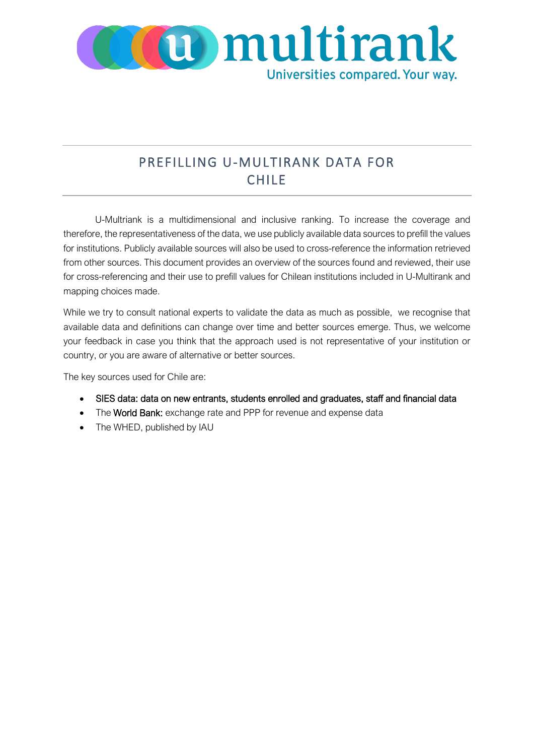# PREFILLING U-MULTIRANK DATA FOR CHILE

U-Multriank is a multidimensional and inclusive ranking. To increase the coverage and therefore, the representativeness of the data, we use publicly available data sources to prefill the values for institutions. Publicly available sources will also be used to cross-reference the information retrieved from other sources. This document provides an overview of the sources found and reviewed, their use for cross-referencing and their use to prefill values for Chilean institutions included in U-Multirank and mapping choices made.

While we try to consult national experts to validate the data as much as possible, we recognise that available data and definitions can change over time and better sources emerge. Thus, we welcome your feedback in case you think that the approach used is not representative of your institution or country, or you are aware of alternative or better sources.

The key sources used for Chile are:

- SIES data: data on new entrants, students enrolled and graduates, staff and financial data
- The World Bank: exchange rate and PPP for revenue and expense data
- The WHED, published by IAU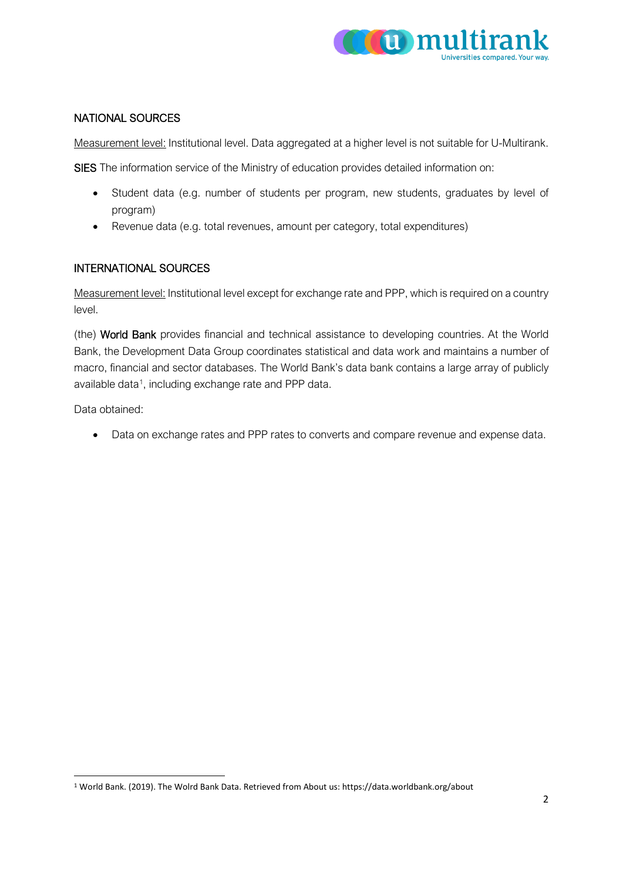## NATIONAL SOURCES

Measurement level: Institutional level. Data aggregated at a higher level is not suitable for U-Multirank.

**SIES** The information service of the Ministry of education provides detailed information on:

- Student data (e.g. number of students per program, new students, graduates by level of program)
- Revenue data (e.g. total revenues, amount per category, total expenditures)

## INTERNATIONAL SOURCES

Measurement level: Institutional level except for exchange rate and PPP, which is required on a country level.

(the) **World Bank** provides financial and technical assistance to developing countries. At the World Bank, the Development Data Group coordinates statistical and data work and maintains a number of macro, financial and sector databases. The World Bank's data bank contains a large array of publicly available data[1], including exchange rate and PPP data.

Data obtained:

- Data on exchange rates and PPP rates to converts and compare revenue and expense data.

---

[1] World Bank. (2019). The Wolrd Bank Data. Retrieved from About us: https://data.worldbank.org/about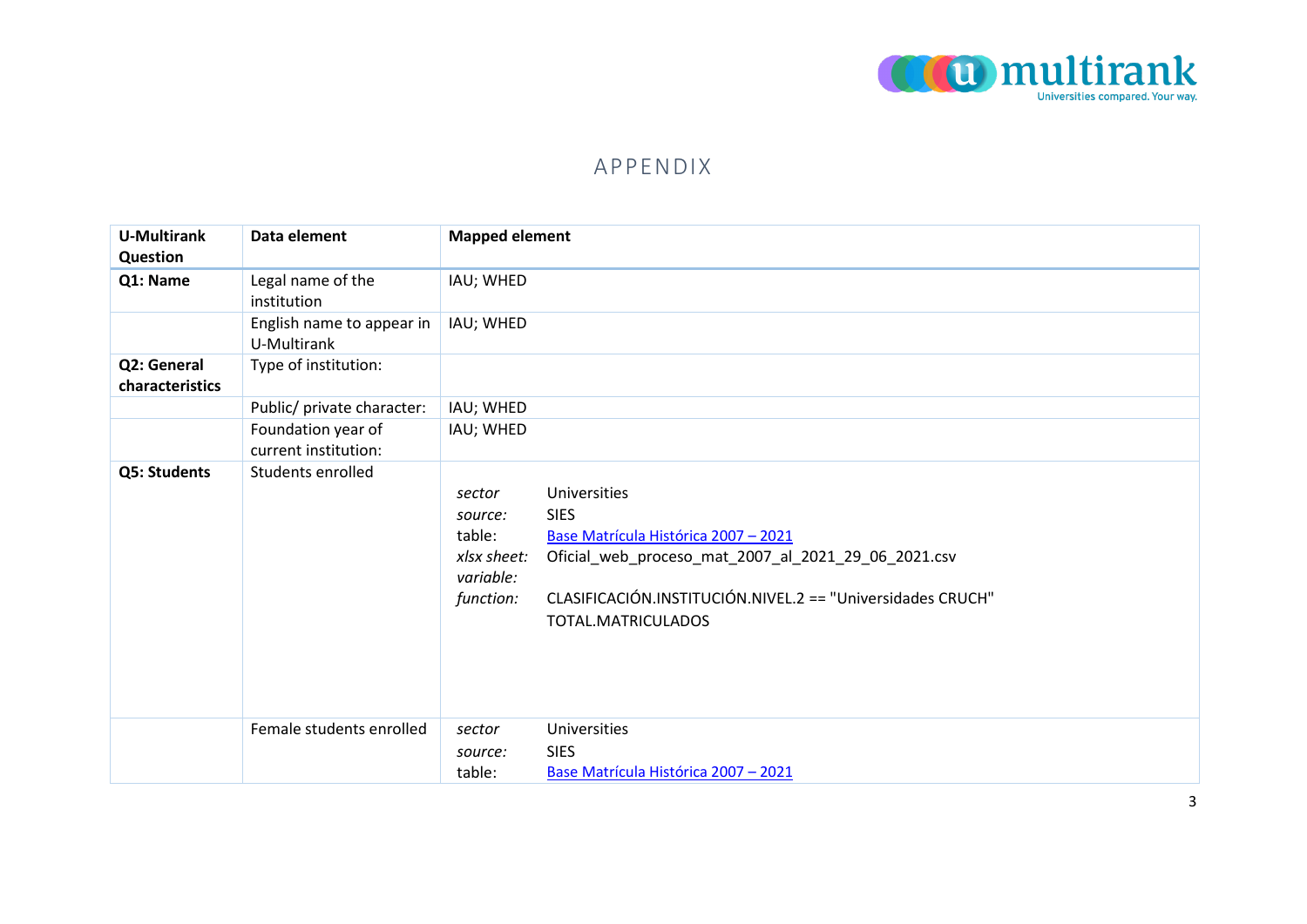# APPENDIX

| U-Multirank Question | Data element | Mapped element |
|---|---|---|
| **Q1: Name** | Legal name of the institution | IAU; WHED |
| | English name to appear in U-Multirank | IAU; WHED |
| **Q2: General characteristics** | Type of institution: | |
| | Public/ private character: | IAU; WHED |
| | Foundation year of current institution: | IAU; WHED |
| **Q5: Students** | Students enrolled | *sector* Universities<br>*source:* SIES<br>table: [Base Matrícula Histórica 2007 – 2021]()<br>*xlsx sheet:* Oficial_web_proceso_mat_2007_al_2021_29_06_2021.csv<br>*variable:*<br>*function:* CLASIFICACIÓN.INSTITUCIÓN.NIVEL.2 == "Universidades CRUCH" TOTAL.MATRICULADOS |
| | Female students enrolled | *sector* Universities<br>*source:* SIES<br>table: [Base Matrícula Histórica 2007 – 2021]() |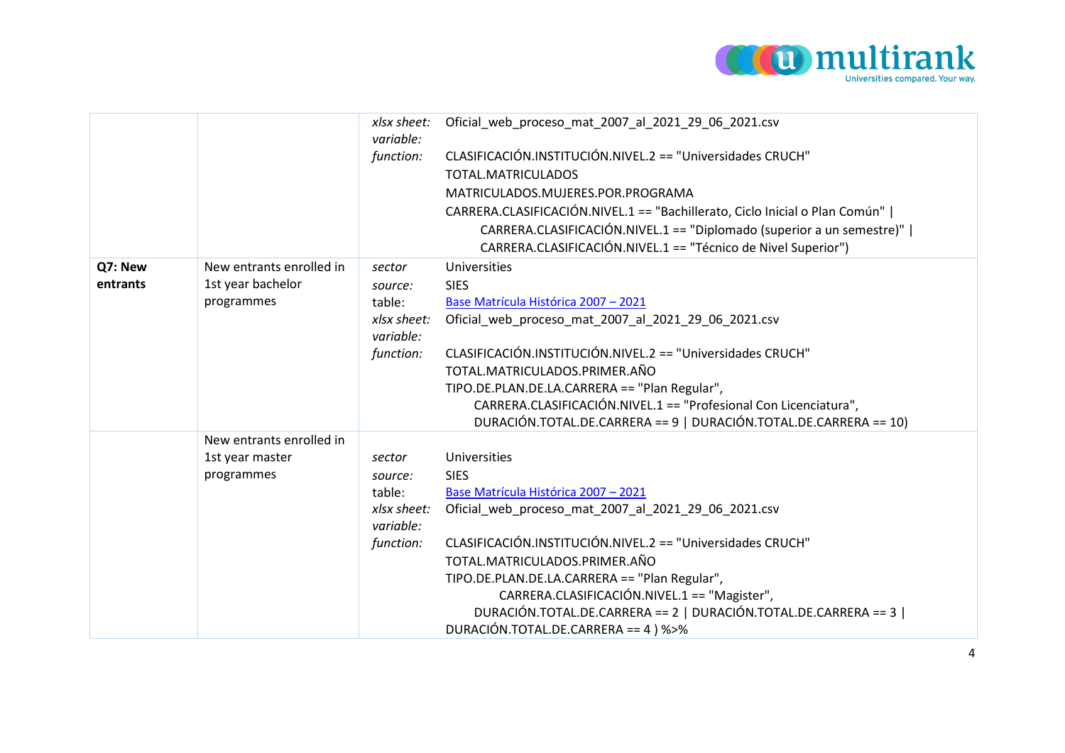| | | | |
|---|---|---|---|
| | | *xlsx sheet:* | Oficial_web_proceso_mat_2007_al_2021_29_06_2021.csv |
| | | *variable:* | |
| | | *function:* | CLASIFICACIÓN.INSTITUCIÓN.NIVEL.2 == "Universidades CRUCH"<br>TOTAL.MATRICULADOS<br>MATRICULADOS.MUJERES.POR.PROGRAMA<br>CARRERA.CLASIFICACIÓN.NIVEL.1 == "Bachillerato, Ciclo Inicial o Plan Común" \|<br>CARRERA.CLASIFICACIÓN.NIVEL.1 == "Diplomado (superior a un semestre)" \|<br>CARRERA.CLASIFICACIÓN.NIVEL.1 == "Técnico de Nivel Superior") |
| **Q7: New entrants** | New entrants enrolled in 1st year bachelor programmes | *sector* | Universities |
| | | *source:* | SIES |
| | | table: | [Base Matrícula Histórica 2007 – 2021]() |
| | | *xlsx sheet:* | Oficial_web_proceso_mat_2007_al_2021_29_06_2021.csv |
| | | *variable:* | |
| | | *function:* | CLASIFICACIÓN.INSTITUCIÓN.NIVEL.2 == "Universidades CRUCH"<br>TOTAL.MATRICULADOS.PRIMER.AÑO<br>TIPO.DE.PLAN.DE.LA.CARRERA == "Plan Regular",<br>CARRERA.CLASIFICACIÓN.NIVEL.1 == "Profesional Con Licenciatura",<br>DURACIÓN.TOTAL.DE.CARRERA == 9 \| DURACIÓN.TOTAL.DE.CARRERA == 10) |
| | New entrants enrolled in 1st year master programmes | *sector* | Universities |
| | | *source:* | SIES |
| | | table: | [Base Matrícula Histórica 2007 – 2021]() |
| | | *xlsx sheet:* | Oficial_web_proceso_mat_2007_al_2021_29_06_2021.csv |
| | | *variable:* | |
| | | *function:* | CLASIFICACIÓN.INSTITUCIÓN.NIVEL.2 == "Universidades CRUCH"<br>TOTAL.MATRICULADOS.PRIMER.AÑO<br>TIPO.DE.PLAN.DE.LA.CARRERA == "Plan Regular",<br>CARRERA.CLASIFICACIÓN.NIVEL.1 == "Magister",<br>DURACIÓN.TOTAL.DE.CARRERA == 2 \| DURACIÓN.TOTAL.DE.CARRERA == 3 \|<br>DURACIÓN.TOTAL.DE.CARRERA == 4 ) %>% |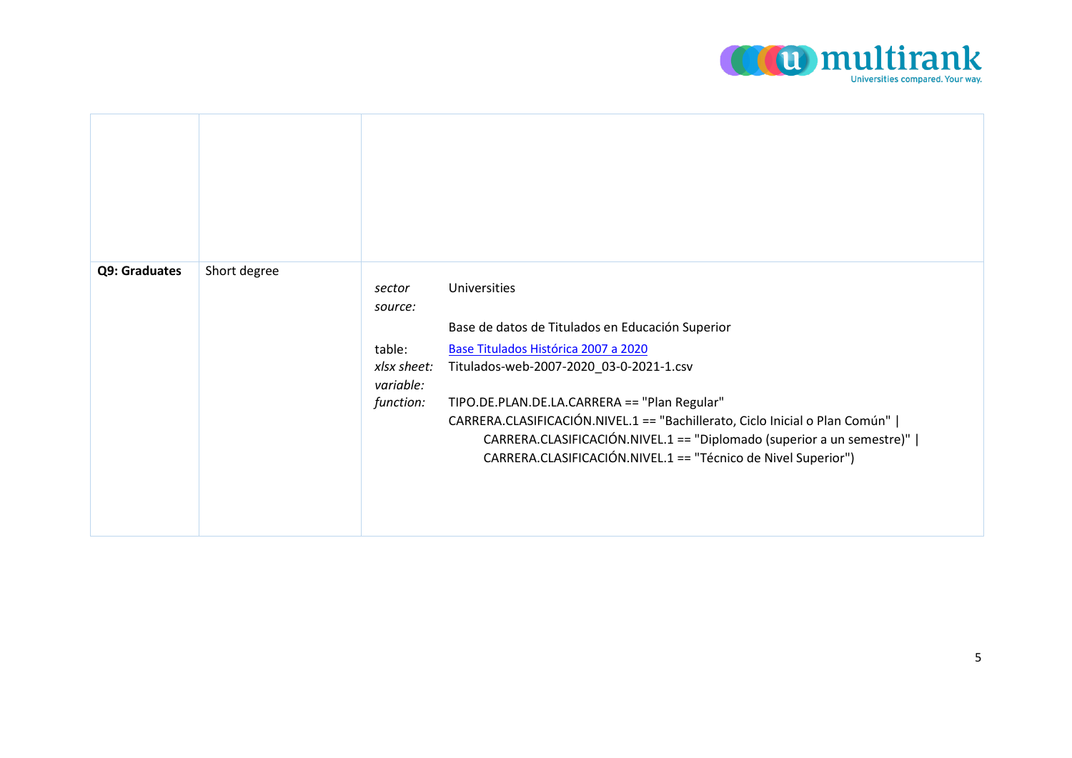| | | |
|---|---|---|
| | | |
| **Q9: Graduates** | Short degree | *sector* Universities<br>*source:*<br>Base de datos de Titulados en Educación Superior<br>table: Base Titulados Histórica 2007 a 2020<br>*xlsx sheet:* Titulados-web-2007-2020_03-0-2021-1.csv<br>*variable:*<br>*function:* TIPO.DE.PLAN.DE.LA.CARRERA == "Plan Regular"<br>CARRERA.CLASIFICACIÓN.NIVEL.1 == "Bachillerato, Ciclo Inicial o Plan Común" \| CARRERA.CLASIFICACIÓN.NIVEL.1 == "Diplomado (superior a un semestre)" \| CARRERA.CLASIFICACIÓN.NIVEL.1 == "Técnico de Nivel Superior") |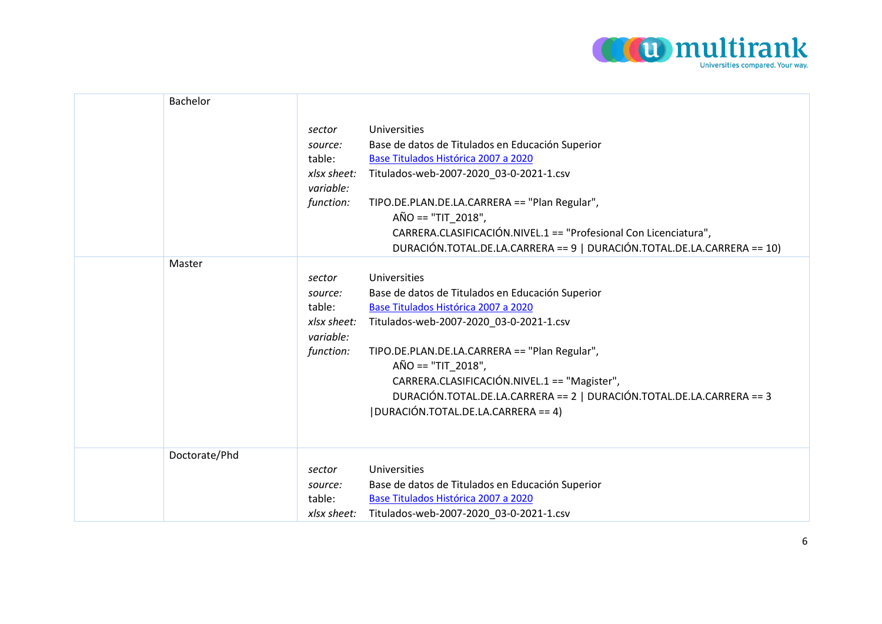| | | |
|---|---|---|
| | Bachelor | *sector* Universities<br>*source:* Base de datos de Titulados en Educación Superior<br>table: [Base Titulados Histórica 2007 a 2020]<br>*xlsx sheet:* Titulados-web-2007-2020_03-0-2021-1.csv<br>*variable:*<br>*function:* TIPO.DE.PLAN.DE.LA.CARRERA == "Plan Regular",<br>AÑO == "TIT_2018",<br>CARRERA.CLASIFICACIÓN.NIVEL.1 == "Profesional Con Licenciatura",<br>DURACIÓN.TOTAL.DE.LA.CARRERA == 9 \| DURACIÓN.TOTAL.DE.LA.CARRERA == 10) |
| | Master | *sector* Universities<br>*source:* Base de datos de Titulados en Educación Superior<br>table: [Base Titulados Histórica 2007 a 2020]<br>*xlsx sheet:* Titulados-web-2007-2020_03-0-2021-1.csv<br>*variable:*<br>*function:* TIPO.DE.PLAN.DE.LA.CARRERA == "Plan Regular",<br>AÑO == "TIT_2018",<br>CARRERA.CLASIFICACIÓN.NIVEL.1 == "Magister",<br>DURACIÓN.TOTAL.DE.LA.CARRERA == 2 \| DURACIÓN.TOTAL.DE.LA.CARRERA == 3<br>\|DURACIÓN.TOTAL.DE.LA.CARRERA == 4) |
| | Doctorate/Phd | *sector* Universities<br>*source:* Base de datos de Titulados en Educación Superior<br>table: [Base Titulados Histórica 2007 a 2020]<br>*xlsx sheet:* Titulados-web-2007-2020_03-0-2021-1.csv |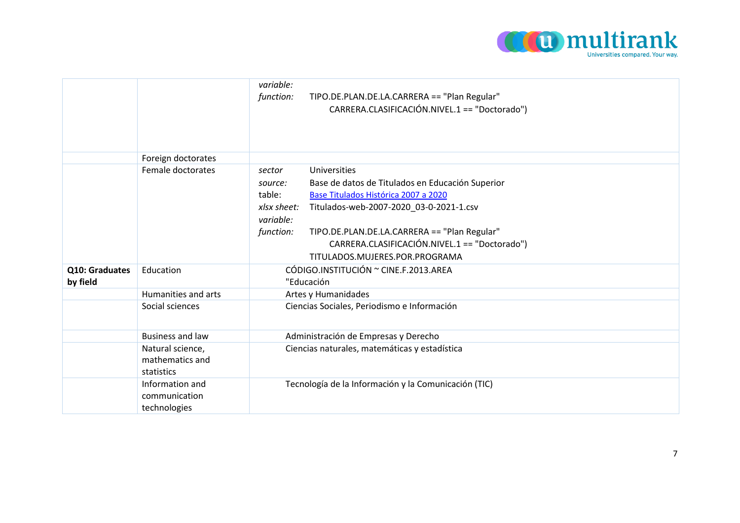| | | |
|---|---|---|
| | | *variable:*<br>*function:* TIPO.DE.PLAN.DE.LA.CARRERA == "Plan Regular"<br>CARRERA.CLASIFICACIÓN.NIVEL.1 == "Doctorado") |
| | Foreign doctorates | |
| | Female doctorates | *sector* Universities<br>*source:* Base de datos de Titulados en Educación Superior<br>table: [Base Titulados Histórica 2007 a 2020]()<br>*xlsx sheet:* Titulados-web-2007-2020_03-0-2021-1.csv<br>*variable:*<br>*function:* TIPO.DE.PLAN.DE.LA.CARRERA == "Plan Regular"<br>CARRERA.CLASIFICACIÓN.NIVEL.1 == "Doctorado")<br>TITULADOS.MUJERES.POR.PROGRAMA |
| **Q10: Graduates by field** | Education | CÓDIGO.INSTITUCIÓN ~ CINE.F.2013.AREA<br>"Educación |
| | Humanities and arts | Artes y Humanidades |
| | Social sciences | Ciencias Sociales, Periodismo e Información |
| | Business and law | Administración de Empresas y Derecho |
| | Natural science, mathematics and statistics | Ciencias naturales, matemáticas y estadística |
| | Information and communication technologies | Tecnología de la Información y la Comunicación (TIC) |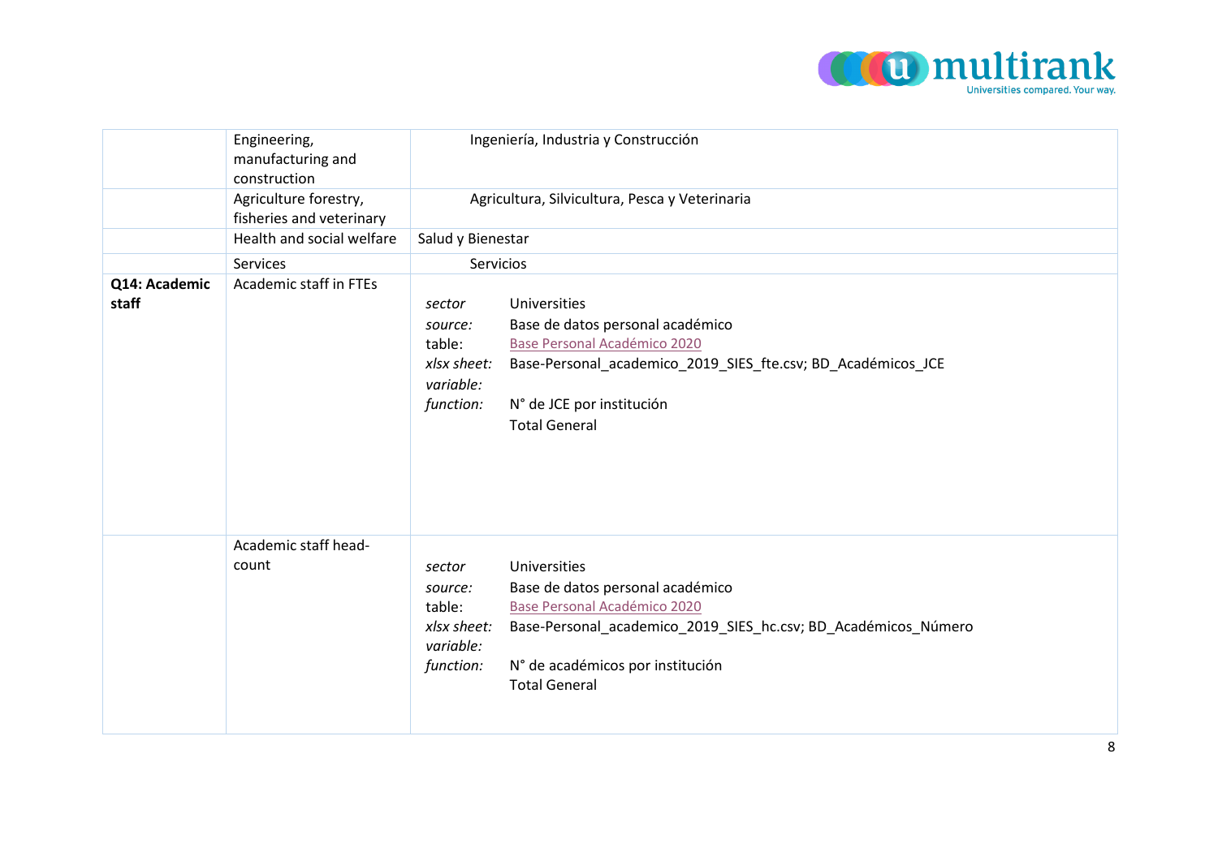| | | |
|---|---|---|
| | Engineering, manufacturing and construction | Ingeniería, Industria y Construcción |
| | Agriculture forestry, fisheries and veterinary | Agricultura, Silvicultura, Pesca y Veterinaria |
| | Health and social welfare | Salud y Bienestar |
| | Services | Servicios |
| **Q14: Academic staff** | Academic staff in FTEs | *sector* Universities<br>*source:* Base de datos personal académico<br>table: Base Personal Académico 2020<br>*xlsx sheet:* Base-Personal_academico_2019_SIES_fte.csv; BD_Académicos_JCE<br>*variable:*<br>*function:* N° de JCE por institución<br>Total General |
| | Academic staff head-count | *sector* Universities<br>*source:* Base de datos personal académico<br>table: Base Personal Académico 2020<br>*xlsx sheet:* Base-Personal_academico_2019_SIES_hc.csv; BD_Académicos_Número<br>*variable:*<br>*function:* N° de académicos por institución<br>Total General |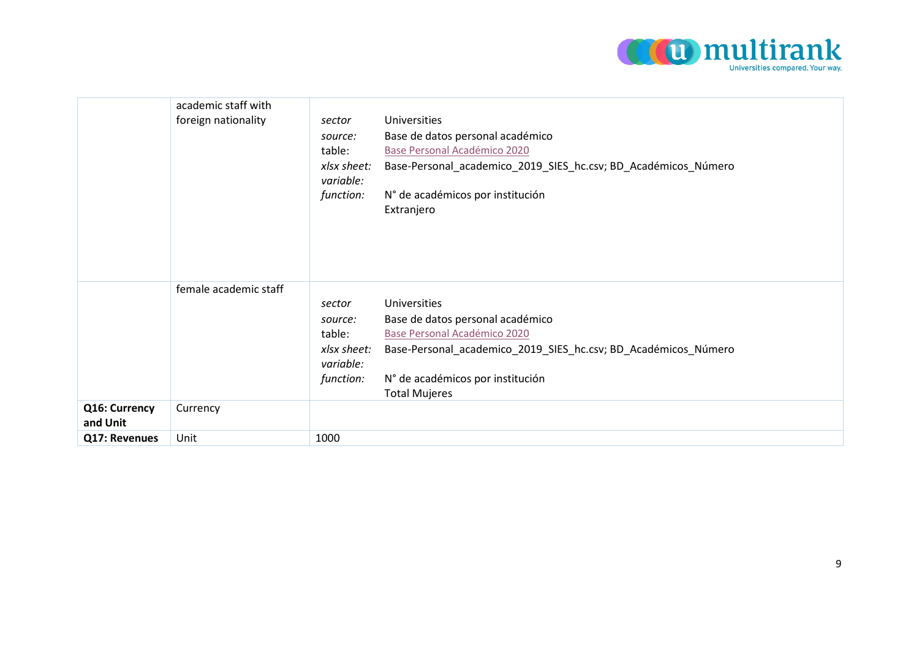| | | |
|---|---|---|
| | academic staff with foreign nationality | *sector* Universities<br>*source:* Base de datos personal académico<br>table: Base Personal Académico 2020<br>*xlsx sheet:* Base-Personal_academico_2019_SIES_hc.csv; BD_Académicos_Número<br>*variable:*<br>*function:* N° de académicos por institución Extranjero |
| | female academic staff | *sector* Universities<br>*source:* Base de datos personal académico<br>table: Base Personal Académico 2020<br>*xlsx sheet:* Base-Personal_academico_2019_SIES_hc.csv; BD_Académicos_Número<br>*variable:*<br>*function:* N° de académicos por institución Total Mujeres |
| **Q16: Currency and Unit** | Currency | |
| **Q17: Revenues** | Unit | 1000 |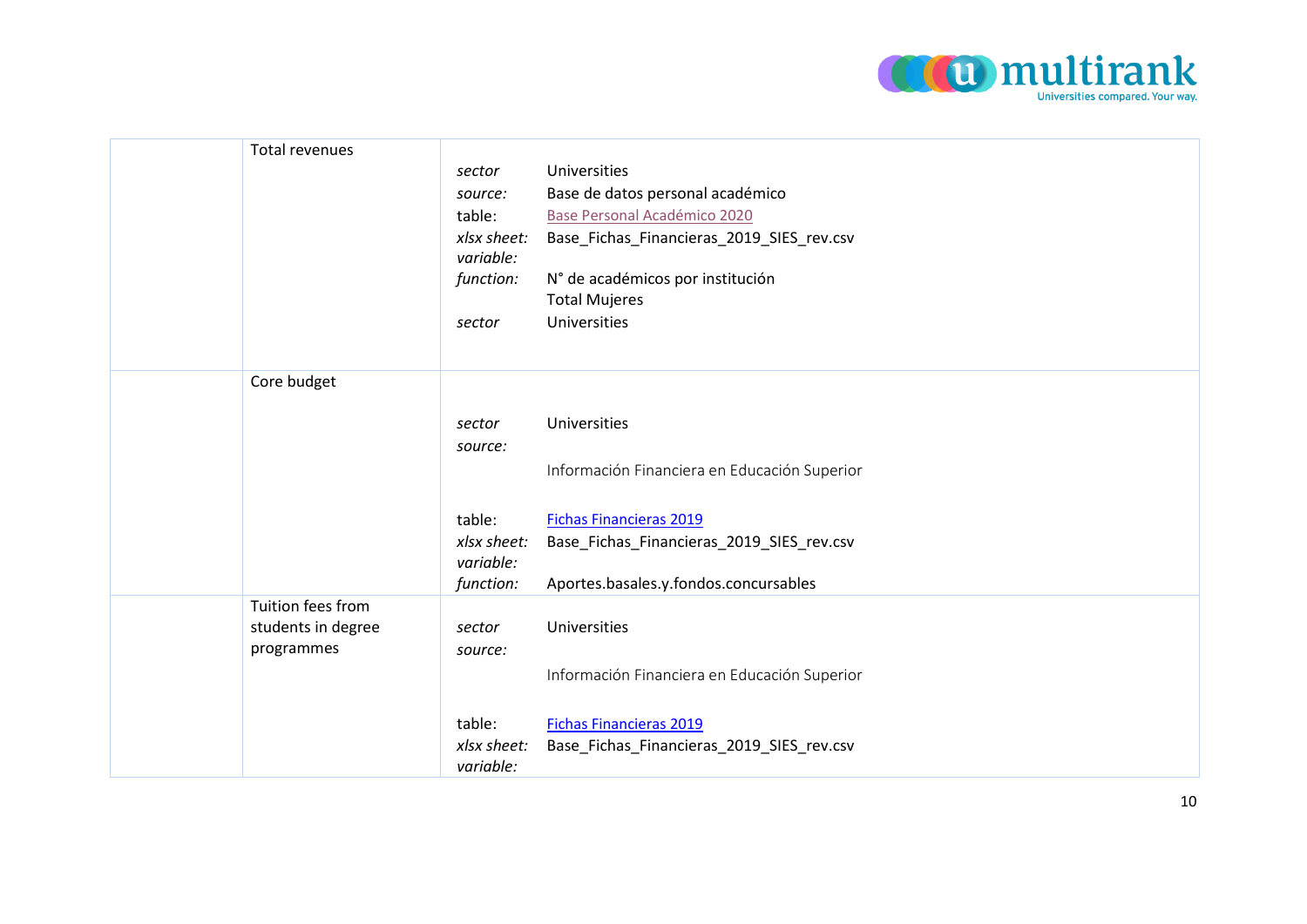| | | |
|---|---|---|
| | Total revenues | *sector* Universities<br>*source:* Base de datos personal académico<br>table: Base Personal Académico 2020<br>*xlsx sheet:* Base_Fichas_Financieras_2019_SIES_rev.csv<br>*variable:*<br>*function:* N° de académicos por institución<br>Total Mujeres<br>*sector* Universities |
| | Core budget | *sector* Universities<br>*source:*<br>Información Financiera en Educación Superior<br>table: Fichas Financieras 2019<br>*xlsx sheet:* Base_Fichas_Financieras_2019_SIES_rev.csv<br>*variable:*<br>*function:* Aportes.basales.y.fondos.concursables |
| | Tuition fees from students in degree programmes | *sector* Universities<br>*source:*<br>Información Financiera en Educación Superior<br>table: Fichas Financieras 2019<br>*xlsx sheet:* Base_Fichas_Financieras_2019_SIES_rev.csv<br>*variable:* |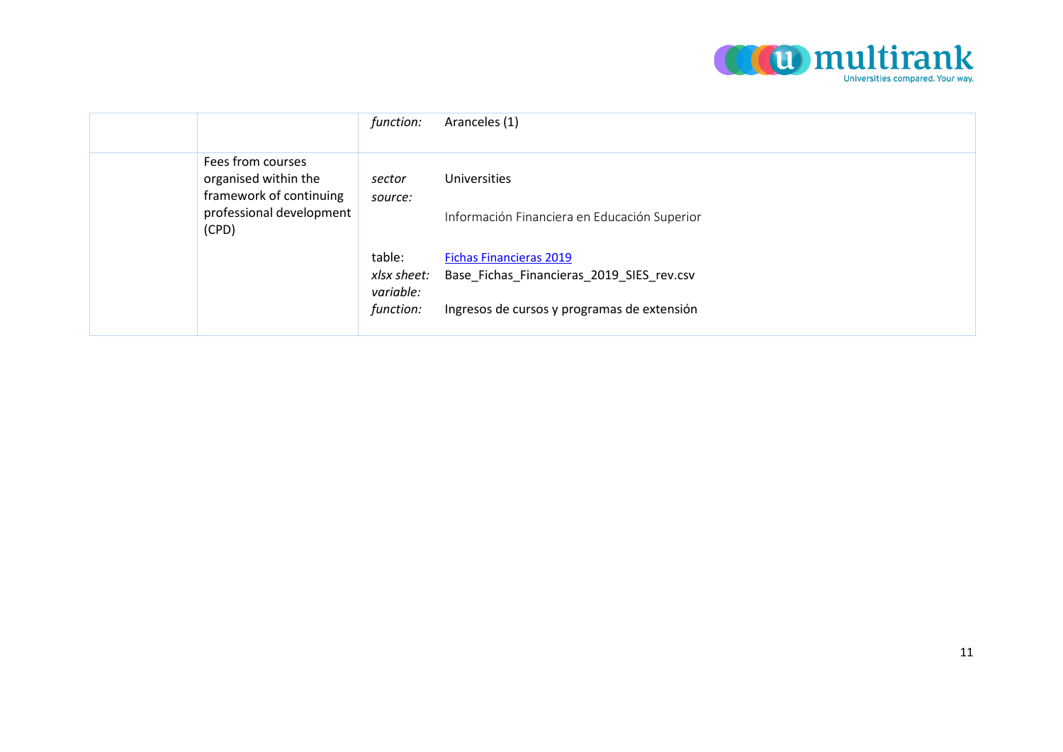| | | |
|---|---|---|
| | | *function:* Aranceles (1) |
| | Fees from courses organised within the framework of continuing professional development (CPD) | *sector* Universities<br>*source:* Información Financiera en Educación Superior<br><br>table: Fichas Financieras 2019<br>*xlsx sheet:* Base_Fichas_Financieras_2019_SIES_rev.csv<br>*variable:*<br>*function:* Ingresos de cursos y programas de extensión |